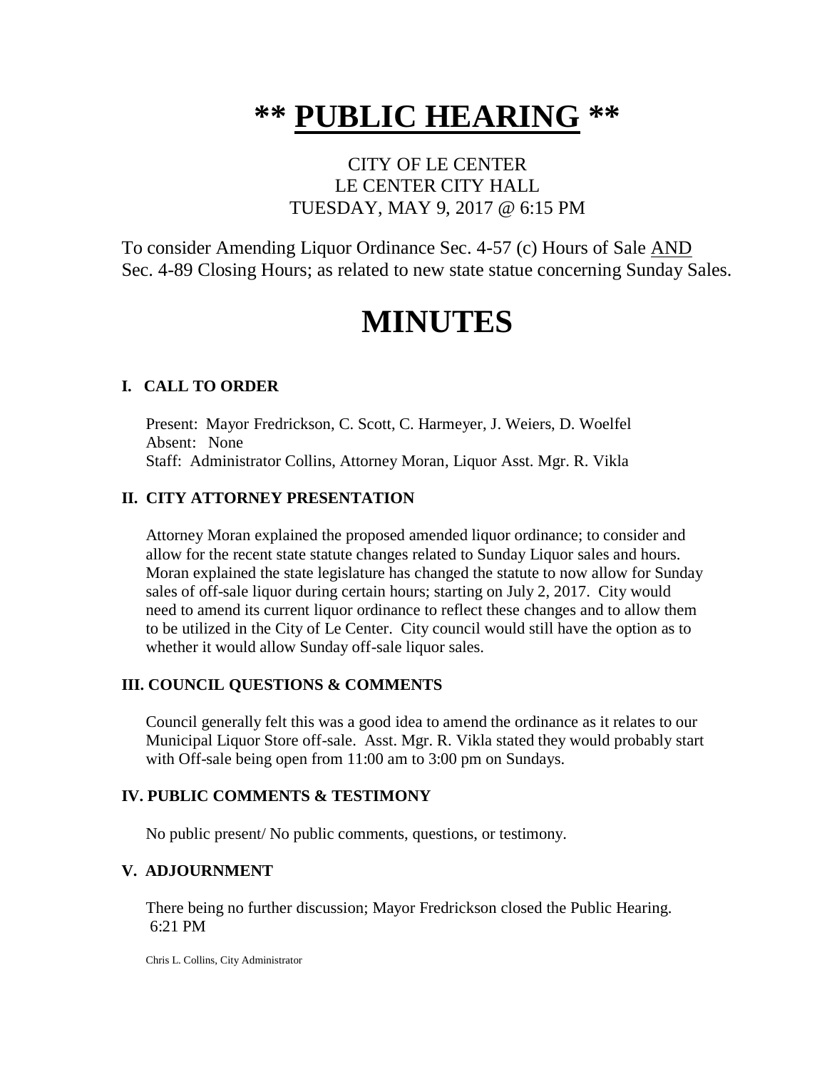# ** PUBLIC HEARING **

CITY OF LE CENTER
LE CENTER CITY HALL
TUESDAY, MAY 9, 2017 @ 6:15 PM

To consider Amending Liquor Ordinance Sec. 4-57 (c) Hours of Sale AND Sec. 4-89 Closing Hours; as related to new state statue concerning Sunday Sales.

# MINUTES

### I. CALL TO ORDER

Present: Mayor Fredrickson, C. Scott, C. Harmeyer, J. Weiers, D. Woelfel
Absent: None
Staff: Administrator Collins, Attorney Moran, Liquor Asst. Mgr. R. Vikla

### II. CITY ATTORNEY PRESENTATION

Attorney Moran explained the proposed amended liquor ordinance; to consider and allow for the recent state statute changes related to Sunday Liquor sales and hours. Moran explained the state legislature has changed the statute to now allow for Sunday sales of off-sale liquor during certain hours; starting on July 2, 2017. City would need to amend its current liquor ordinance to reflect these changes and to allow them to be utilized in the City of Le Center. City council would still have the option as to whether it would allow Sunday off-sale liquor sales.

### III. COUNCIL QUESTIONS & COMMENTS

Council generally felt this was a good idea to amend the ordinance as it relates to our Municipal Liquor Store off-sale. Asst. Mgr. R. Vikla stated they would probably start with Off-sale being open from 11:00 am to 3:00 pm on Sundays.

### IV. PUBLIC COMMENTS & TESTIMONY

No public present/ No public comments, questions, or testimony.

### V. ADJOURNMENT

There being no further discussion; Mayor Fredrickson closed the Public Hearing.
6:21 PM

Chris L. Collins, City Administrator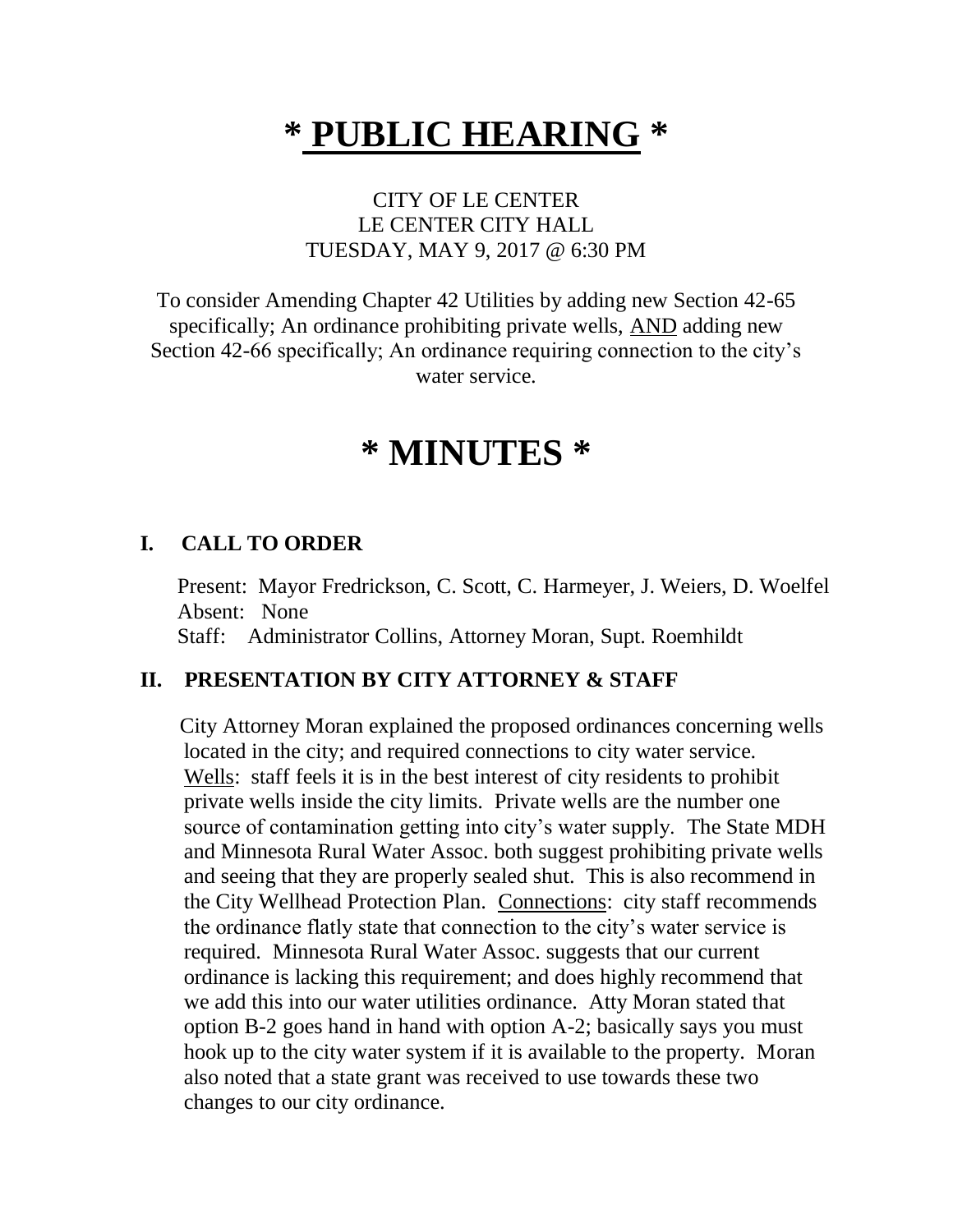# * PUBLIC HEARING *

CITY OF LE CENTER
LE CENTER CITY HALL
TUESDAY, MAY 9, 2017 @ 6:30 PM

To consider Amending Chapter 42 Utilities by adding new Section 42-65 specifically; An ordinance prohibiting private wells, AND adding new Section 42-66 specifically; An ordinance requiring connection to the city's water service.

# * MINUTES *

## I. CALL TO ORDER

Present: Mayor Fredrickson, C. Scott, C. Harmeyer, J. Weiers, D. Woelfel
Absent: None
Staff: Administrator Collins, Attorney Moran, Supt. Roemhildt

## II. PRESENTATION BY CITY ATTORNEY & STAFF

City Attorney Moran explained the proposed ordinances concerning wells located in the city; and required connections to city water service. Wells: staff feels it is in the best interest of city residents to prohibit private wells inside the city limits. Private wells are the number one source of contamination getting into city's water supply. The State MDH and Minnesota Rural Water Assoc. both suggest prohibiting private wells and seeing that they are properly sealed shut. This is also recommend in the City Wellhead Protection Plan. Connections: city staff recommends the ordinance flatly state that connection to the city's water service is required. Minnesota Rural Water Assoc. suggests that our current ordinance is lacking this requirement; and does highly recommend that we add this into our water utilities ordinance. Atty Moran stated that option B-2 goes hand in hand with option A-2; basically says you must hook up to the city water system if it is available to the property. Moran also noted that a state grant was received to use towards these two changes to our city ordinance.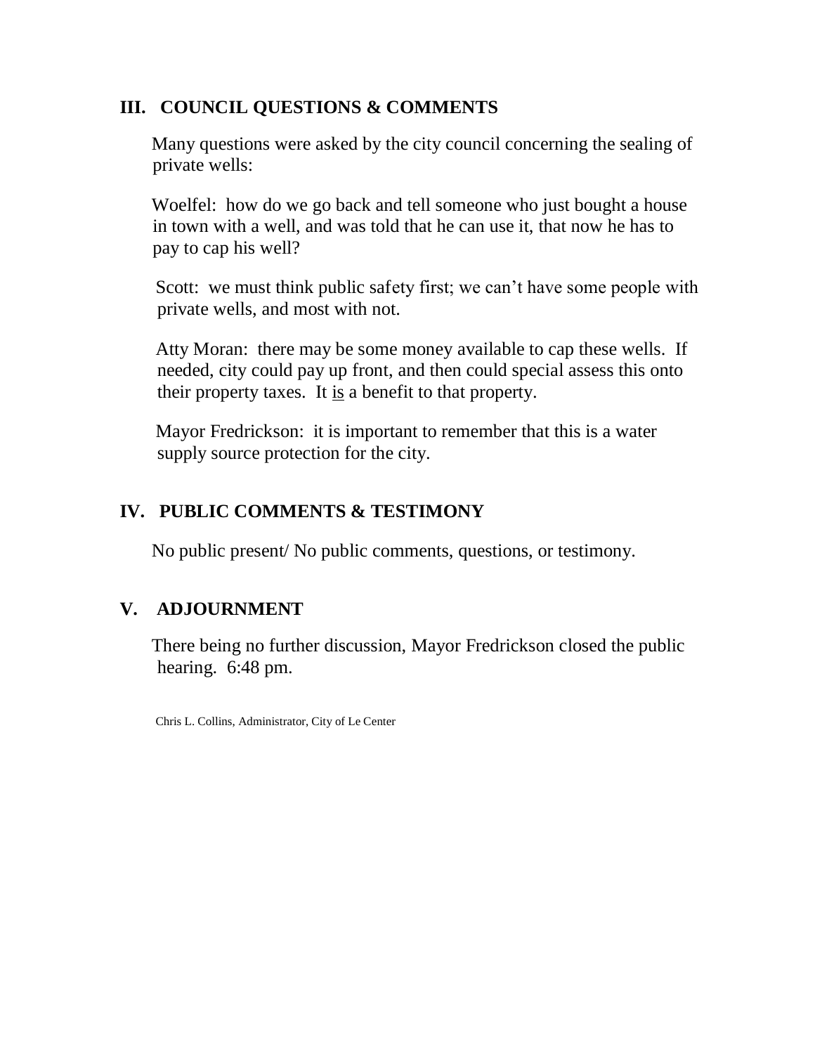## III. COUNCIL QUESTIONS & COMMENTS

Many questions were asked by the city council concerning the sealing of private wells:

Woelfel: how do we go back and tell someone who just bought a house in town with a well, and was told that he can use it, that now he has to pay to cap his well?

Scott: we must think public safety first; we can't have some people with private wells, and most with not.

Atty Moran: there may be some money available to cap these wells. If needed, city could pay up front, and then could special assess this onto their property taxes. It <u>is</u> a benefit to that property.

Mayor Fredrickson: it is important to remember that this is a water supply source protection for the city.

## IV. PUBLIC COMMENTS & TESTIMONY

No public present/ No public comments, questions, or testimony.

## V. ADJOURNMENT

There being no further discussion, Mayor Fredrickson closed the public hearing. 6:48 pm.

Chris L. Collins, Administrator, City of Le Center